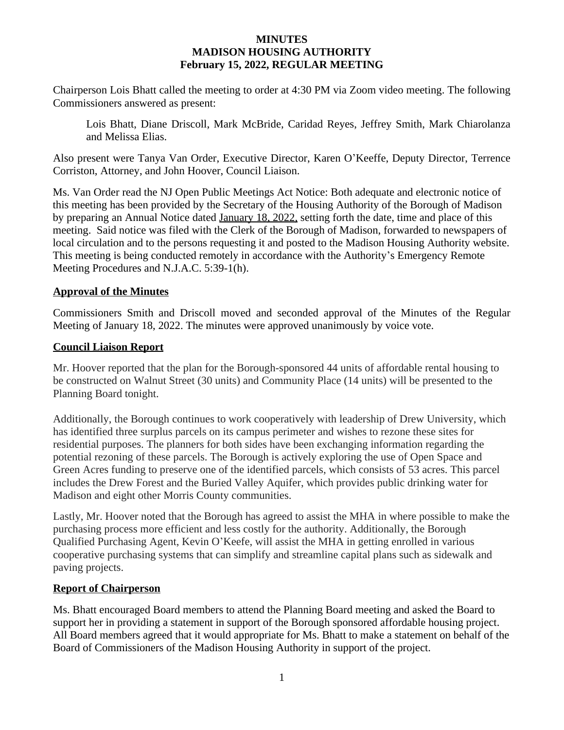**MINUTES**
**MADISON HOUSING AUTHORITY**
**February 15, 2022, REGULAR MEETING**

Chairperson Lois Bhatt called the meeting to order at 4:30 PM via Zoom video meeting. The following Commissioners answered as present:

> Lois Bhatt, Diane Driscoll, Mark McBride, Caridad Reyes, Jeffrey Smith, Mark Chiarolanza and Melissa Elias.

Also present were Tanya Van Order, Executive Director, Karen O'Keeffe, Deputy Director, Terrence Corriston, Attorney, and John Hoover, Council Liaison.

Ms. Van Order read the NJ Open Public Meetings Act Notice: Both adequate and electronic notice of this meeting has been provided by the Secretary of the Housing Authority of the Borough of Madison by preparing an Annual Notice dated January 18, 2022, setting forth the date, time and place of this meeting. Said notice was filed with the Clerk of the Borough of Madison, forwarded to newspapers of local circulation and to the persons requesting it and posted to the Madison Housing Authority website. This meeting is being conducted remotely in accordance with the Authority's Emergency Remote Meeting Procedures and N.J.A.C. 5:39-1(h).

**Approval of the Minutes**

Commissioners Smith and Driscoll moved and seconded approval of the Minutes of the Regular Meeting of January 18, 2022. The minutes were approved unanimously by voice vote.

**Council Liaison Report**

Mr. Hoover reported that the plan for the Borough-sponsored 44 units of affordable rental housing to be constructed on Walnut Street (30 units) and Community Place (14 units) will be presented to the Planning Board tonight.

Additionally, the Borough continues to work cooperatively with leadership of Drew University, which has identified three surplus parcels on its campus perimeter and wishes to rezone these sites for residential purposes. The planners for both sides have been exchanging information regarding the potential rezoning of these parcels. The Borough is actively exploring the use of Open Space and Green Acres funding to preserve one of the identified parcels, which consists of 53 acres. This parcel includes the Drew Forest and the Buried Valley Aquifer, which provides public drinking water for Madison and eight other Morris County communities.

Lastly, Mr. Hoover noted that the Borough has agreed to assist the MHA in where possible to make the purchasing process more efficient and less costly for the authority. Additionally, the Borough Qualified Purchasing Agent, Kevin O'Keefe, will assist the MHA in getting enrolled in various cooperative purchasing systems that can simplify and streamline capital plans such as sidewalk and paving projects.

**Report of Chairperson**

Ms. Bhatt encouraged Board members to attend the Planning Board meeting and asked the Board to support her in providing a statement in support of the Borough sponsored affordable housing project. All Board members agreed that it would appropriate for Ms. Bhatt to make a statement on behalf of the Board of Commissioners of the Madison Housing Authority in support of the project.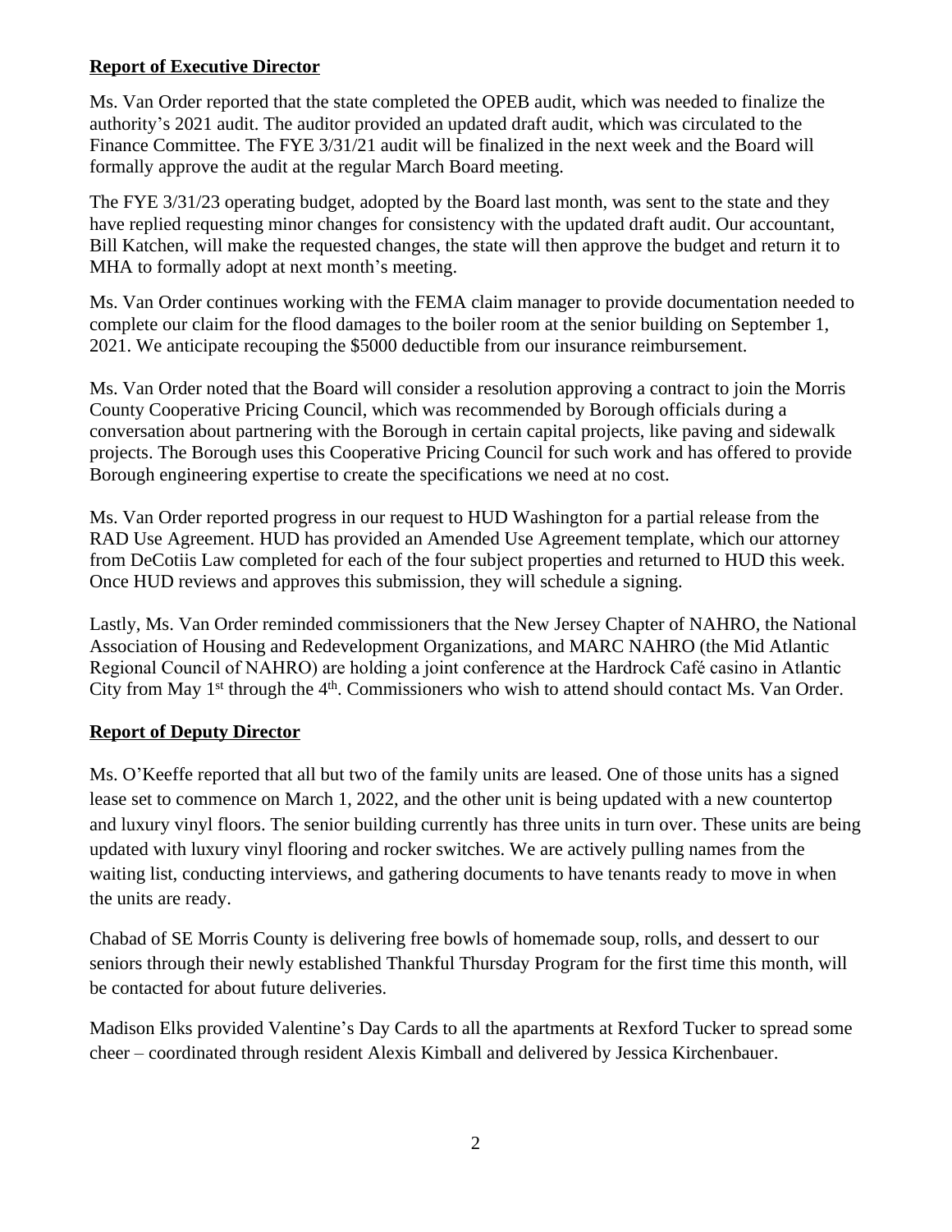**Report of Executive Director**

Ms. Van Order reported that the state completed the OPEB audit, which was needed to finalize the authority's 2021 audit. The auditor provided an updated draft audit, which was circulated to the Finance Committee. The FYE 3/31/21 audit will be finalized in the next week and the Board will formally approve the audit at the regular March Board meeting.

The FYE 3/31/23 operating budget, adopted by the Board last month, was sent to the state and they have replied requesting minor changes for consistency with the updated draft audit. Our accountant, Bill Katchen, will make the requested changes, the state will then approve the budget and return it to MHA to formally adopt at next month's meeting.

Ms. Van Order continues working with the FEMA claim manager to provide documentation needed to complete our claim for the flood damages to the boiler room at the senior building on September 1, 2021. We anticipate recouping the $5000 deductible from our insurance reimbursement.

Ms. Van Order noted that the Board will consider a resolution approving a contract to join the Morris County Cooperative Pricing Council, which was recommended by Borough officials during a conversation about partnering with the Borough in certain capital projects, like paving and sidewalk projects. The Borough uses this Cooperative Pricing Council for such work and has offered to provide Borough engineering expertise to create the specifications we need at no cost.

Ms. Van Order reported progress in our request to HUD Washington for a partial release from the RAD Use Agreement. HUD has provided an Amended Use Agreement template, which our attorney from DeCotiis Law completed for each of the four subject properties and returned to HUD this week. Once HUD reviews and approves this submission, they will schedule a signing.

Lastly, Ms. Van Order reminded commissioners that the New Jersey Chapter of NAHRO, the National Association of Housing and Redevelopment Organizations, and MARC NAHRO (the Mid Atlantic Regional Council of NAHRO) are holding a joint conference at the Hardrock Café casino in Atlantic City from May 1st through the 4th. Commissioners who wish to attend should contact Ms. Van Order.

**Report of Deputy Director**

Ms. O'Keeffe reported that all but two of the family units are leased. One of those units has a signed lease set to commence on March 1, 2022, and the other unit is being updated with a new countertop and luxury vinyl floors. The senior building currently has three units in turn over. These units are being updated with luxury vinyl flooring and rocker switches. We are actively pulling names from the waiting list, conducting interviews, and gathering documents to have tenants ready to move in when the units are ready.

Chabad of SE Morris County is delivering free bowls of homemade soup, rolls, and dessert to our seniors through their newly established Thankful Thursday Program for the first time this month, will be contacted for about future deliveries.

Madison Elks provided Valentine's Day Cards to all the apartments at Rexford Tucker to spread some cheer – coordinated through resident Alexis Kimball and delivered by Jessica Kirchenbauer.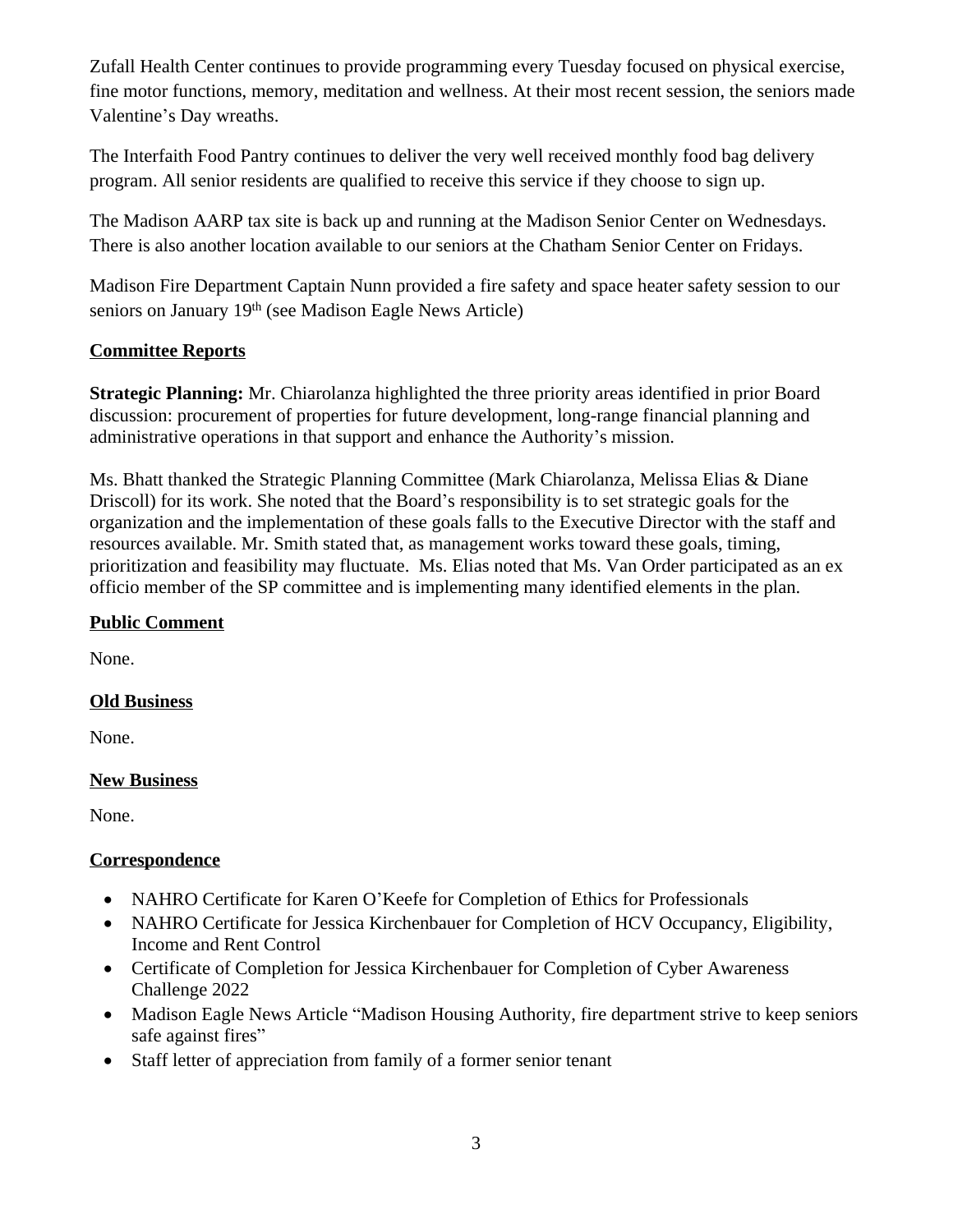Zufall Health Center continues to provide programming every Tuesday focused on physical exercise, fine motor functions, memory, meditation and wellness. At their most recent session, the seniors made Valentine's Day wreaths.

The Interfaith Food Pantry continues to deliver the very well received monthly food bag delivery program. All senior residents are qualified to receive this service if they choose to sign up.

The Madison AARP tax site is back up and running at the Madison Senior Center on Wednesdays. There is also another location available to our seniors at the Chatham Senior Center on Fridays.

Madison Fire Department Captain Nunn provided a fire safety and space heater safety session to our seniors on January 19th (see Madison Eagle News Article)

## Committee Reports

**Strategic Planning:** Mr. Chiarolanza highlighted the three priority areas identified in prior Board discussion: procurement of properties for future development, long-range financial planning and administrative operations in that support and enhance the Authority's mission.

Ms. Bhatt thanked the Strategic Planning Committee (Mark Chiarolanza, Melissa Elias & Diane Driscoll) for its work. She noted that the Board's responsibility is to set strategic goals for the organization and the implementation of these goals falls to the Executive Director with the staff and resources available. Mr. Smith stated that, as management works toward these goals, timing, prioritization and feasibility may fluctuate. Ms. Elias noted that Ms. Van Order participated as an ex officio member of the SP committee and is implementing many identified elements in the plan.

## Public Comment

None.

## Old Business

None.

## New Business

None.

## Correspondence

- NAHRO Certificate for Karen O'Keefe for Completion of Ethics for Professionals
- NAHRO Certificate for Jessica Kirchenbauer for Completion of HCV Occupancy, Eligibility, Income and Rent Control
- Certificate of Completion for Jessica Kirchenbauer for Completion of Cyber Awareness Challenge 2022
- Madison Eagle News Article "Madison Housing Authority, fire department strive to keep seniors safe against fires"
- Staff letter of appreciation from family of a former senior tenant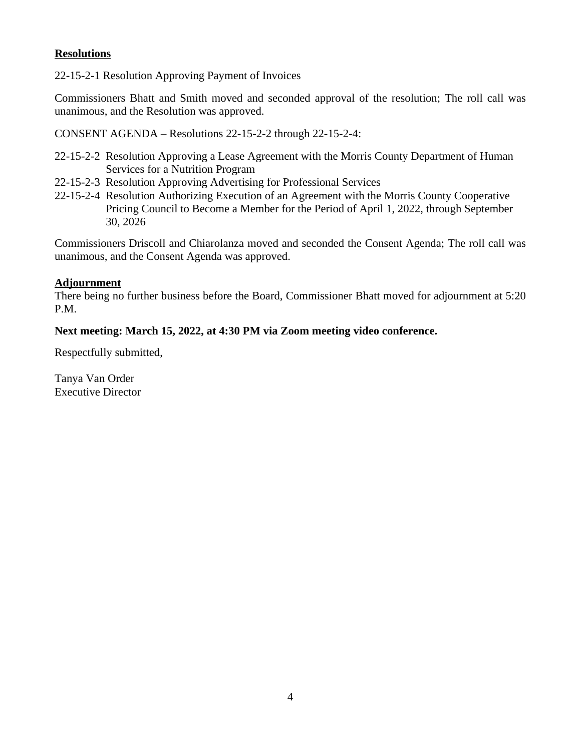**Resolutions**

22-15-2-1 Resolution Approving Payment of Invoices

Commissioners Bhatt and Smith moved and seconded approval of the resolution; The roll call was unanimous, and the Resolution was approved.

CONSENT AGENDA – Resolutions 22-15-2-2 through 22-15-2-4:

- 22-15-2-2 Resolution Approving a Lease Agreement with the Morris County Department of Human Services for a Nutrition Program
- 22-15-2-3 Resolution Approving Advertising for Professional Services
- 22-15-2-4 Resolution Authorizing Execution of an Agreement with the Morris County Cooperative Pricing Council to Become a Member for the Period of April 1, 2022, through September 30, 2026

Commissioners Driscoll and Chiarolanza moved and seconded the Consent Agenda; The roll call was unanimous, and the Consent Agenda was approved.

**Adjournment**

There being no further business before the Board, Commissioner Bhatt moved for adjournment at 5:20 P.M.

**Next meeting: March 15, 2022, at 4:30 PM via Zoom meeting video conference.**

Respectfully submitted,

Tanya Van Order
Executive Director